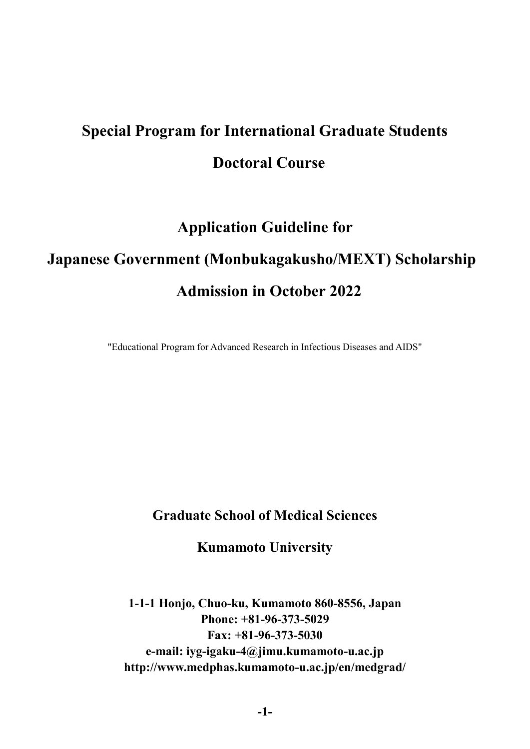# Special Program for International Graduate Students

# Doctoral Course

# Application Guideline for

# Japanese Government (Monbukagakusho/MEXT) Scholarship

# Admission in October 2022

"Educational Program for Advanced Research in Infectious Diseases and AIDS"

**Graduate School of Medical Sciences**

**Kumamoto University**

**1-1-1 Honjo, Chuo-ku, Kumamoto 860-8556, Japan**
**Phone: +81-96-373-5029**
**Fax: +81-96-373-5030**
**e-mail: iyg-igaku-4@jimu.kumamoto-u.ac.jp**
**http://www.medphas.kumamoto-u.ac.jp/en/medgrad/**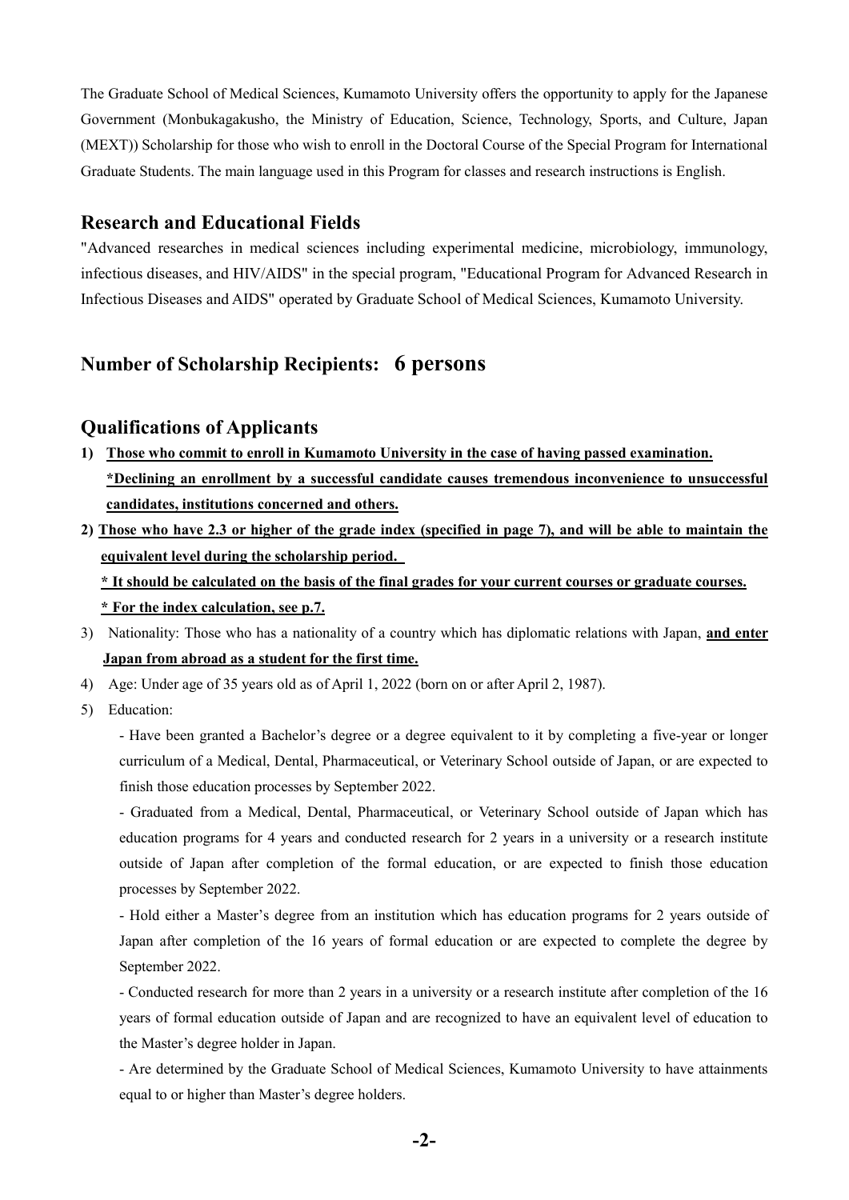The Graduate School of Medical Sciences, Kumamoto University offers the opportunity to apply for the Japanese Government (Monbukagakusho, the Ministry of Education, Science, Technology, Sports, and Culture, Japan (MEXT)) Scholarship for those who wish to enroll in the Doctoral Course of the Special Program for International Graduate Students. The main language used in this Program for classes and research instructions is English.

## Research and Educational Fields

"Advanced researches in medical sciences including experimental medicine, microbiology, immunology, infectious diseases, and HIV/AIDS" in the special program, "Educational Program for Advanced Research in Infectious Diseases and AIDS" operated by Graduate School of Medical Sciences, Kumamoto University.

## Number of Scholarship Recipients: 6 persons

## Qualifications of Applicants

1) **Those who commit to enroll in Kumamoto University in the case of having passed examination.**
   **\*Declining an enrollment by a successful candidate causes tremendous inconvenience to unsuccessful candidates, institutions concerned and others.**
2) **Those who have 2.3 or higher of the grade index (specified in page 7), and will be able to maintain the equivalent level during the scholarship period.**
   **\* It should be calculated on the basis of the final grades for your current courses or graduate courses.**
   **\* For the index calculation, see p.7.**
3) Nationality: Those who has a nationality of a country which has diplomatic relations with Japan, **and enter Japan from abroad as a student for the first time.**
4) Age: Under age of 35 years old as of April 1, 2022 (born on or after April 2, 1987).
5) Education:
   - Have been granted a Bachelor's degree or a degree equivalent to it by completing a five-year or longer curriculum of a Medical, Dental, Pharmaceutical, or Veterinary School outside of Japan, or are expected to finish those education processes by September 2022.
   - Graduated from a Medical, Dental, Pharmaceutical, or Veterinary School outside of Japan which has education programs for 4 years and conducted research for 2 years in a university or a research institute outside of Japan after completion of the formal education, or are expected to finish those education processes by September 2022.
   - Hold either a Master's degree from an institution which has education programs for 2 years outside of Japan after completion of the 16 years of formal education or are expected to complete the degree by September 2022.
   - Conducted research for more than 2 years in a university or a research institute after completion of the 16 years of formal education outside of Japan and are recognized to have an equivalent level of education to the Master's degree holder in Japan.
   - Are determined by the Graduate School of Medical Sciences, Kumamoto University to have attainments equal to or higher than Master's degree holders.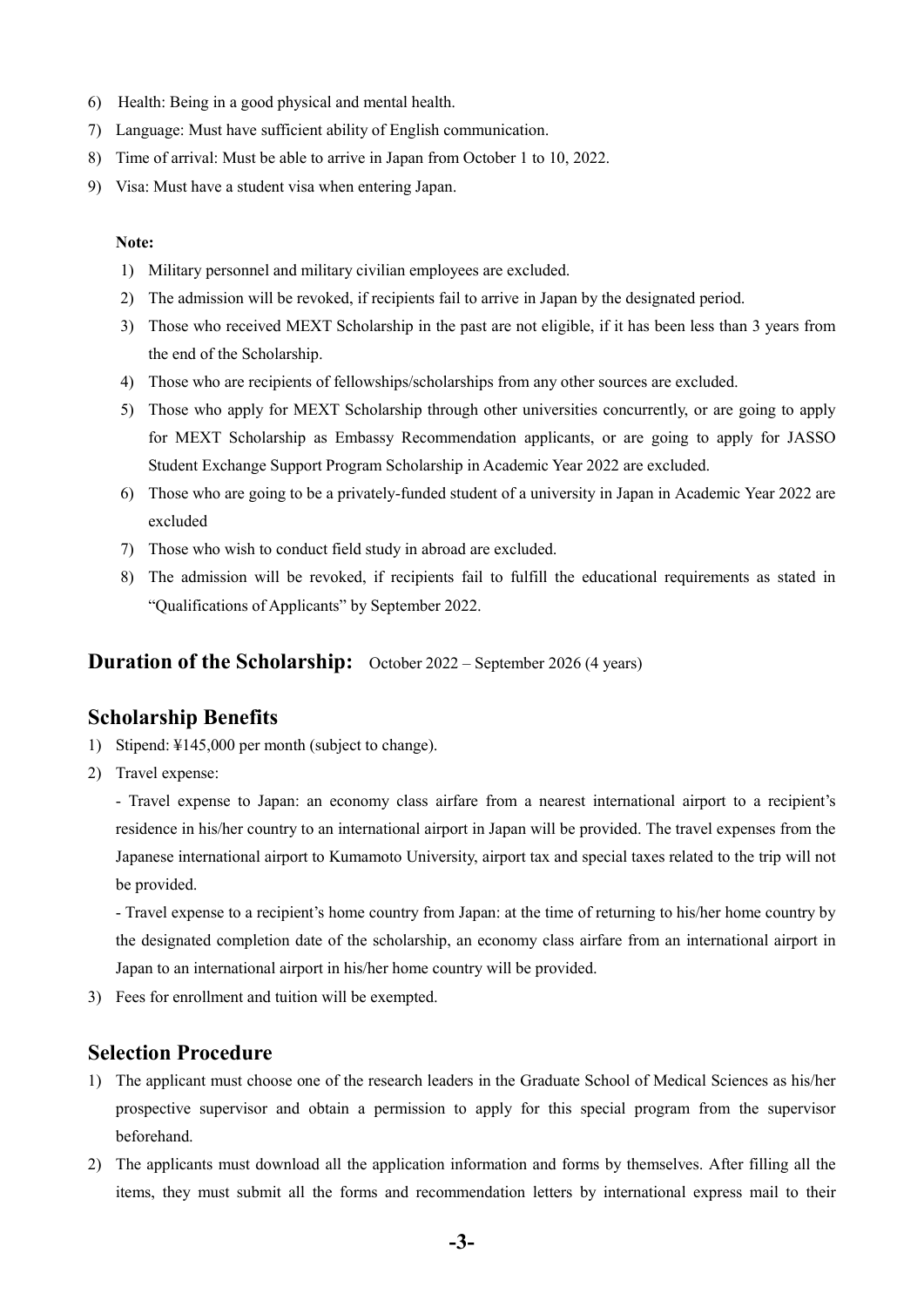6) Health: Being in a good physical and mental health.
7) Language: Must have sufficient ability of English communication.
8) Time of arrival: Must be able to arrive in Japan from October 1 to 10, 2022.
9) Visa: Must have a student visa when entering Japan.

**Note:**

1) Military personnel and military civilian employees are excluded.
2) The admission will be revoked, if recipients fail to arrive in Japan by the designated period.
3) Those who received MEXT Scholarship in the past are not eligible, if it has been less than 3 years from the end of the Scholarship.
4) Those who are recipients of fellowships/scholarships from any other sources are excluded.
5) Those who apply for MEXT Scholarship through other universities concurrently, or are going to apply for MEXT Scholarship as Embassy Recommendation applicants, or are going to apply for JASSO Student Exchange Support Program Scholarship in Academic Year 2022 are excluded.
6) Those who are going to be a privately-funded student of a university in Japan in Academic Year 2022 are excluded
7) Those who wish to conduct field study in abroad are excluded.
8) The admission will be revoked, if recipients fail to fulfill the educational requirements as stated in "Qualifications of Applicants" by September 2022.

## Duration of the Scholarship: October 2022 – September 2026 (4 years)

## Scholarship Benefits

1) Stipend: ¥145,000 per month (subject to change).
2) Travel expense:

   - Travel expense to Japan: an economy class airfare from a nearest international airport to a recipient's residence in his/her country to an international airport in Japan will be provided. The travel expenses from the Japanese international airport to Kumamoto University, airport tax and special taxes related to the trip will not be provided.

   - Travel expense to a recipient's home country from Japan: at the time of returning to his/her home country by the designated completion date of the scholarship, an economy class airfare from an international airport in Japan to an international airport in his/her home country will be provided.

3) Fees for enrollment and tuition will be exempted.

## Selection Procedure

1) The applicant must choose one of the research leaders in the Graduate School of Medical Sciences as his/her prospective supervisor and obtain a permission to apply for this special program from the supervisor beforehand.
2) The applicants must download all the application information and forms by themselves. After filling all the items, they must submit all the forms and recommendation letters by international express mail to their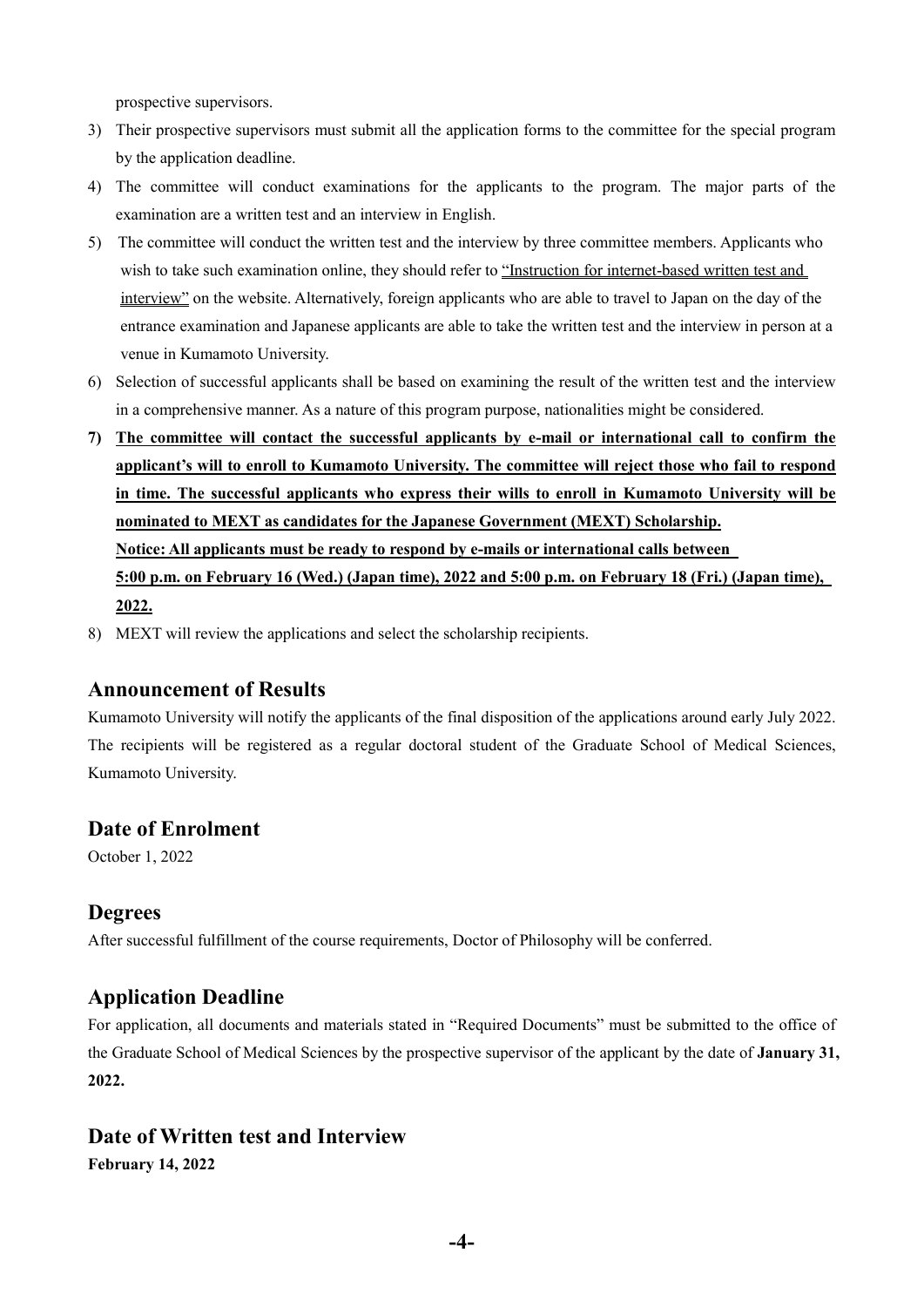prospective supervisors.

3) Their prospective supervisors must submit all the application forms to the committee for the special program by the application deadline.
4) The committee will conduct examinations for the applicants to the program. The major parts of the examination are a written test and an interview in English.
5) The committee will conduct the written test and the interview by three committee members. Applicants who wish to take such examination online, they should refer to "Instruction for internet-based written test and interview" on the website. Alternatively, foreign applicants who are able to travel to Japan on the day of the entrance examination and Japanese applicants are able to take the written test and the interview in person at a venue in Kumamoto University.
6) Selection of successful applicants shall be based on examining the result of the written test and the interview in a comprehensive manner. As a nature of this program purpose, nationalities might be considered.
7) **The committee will contact the successful applicants by e-mail or international call to confirm the applicant's will to enroll to Kumamoto University. The committee will reject those who fail to respond in time. The successful applicants who express their wills to enroll in Kumamoto University will be nominated to MEXT as candidates for the Japanese Government (MEXT) Scholarship.**
   **Notice: All applicants must be ready to respond by e-mails or international calls between 5:00 p.m. on February 16 (Wed.) (Japan time), 2022 and 5:00 p.m. on February 18 (Fri.) (Japan time), 2022.**
8) MEXT will review the applications and select the scholarship recipients.

## Announcement of Results

Kumamoto University will notify the applicants of the final disposition of the applications around early July 2022. The recipients will be registered as a regular doctoral student of the Graduate School of Medical Sciences, Kumamoto University.

## Date of Enrolment

October 1, 2022

## Degrees

After successful fulfillment of the course requirements, Doctor of Philosophy will be conferred.

## Application Deadline

For application, all documents and materials stated in "Required Documents" must be submitted to the office of the Graduate School of Medical Sciences by the prospective supervisor of the applicant by the date of **January 31, 2022.**

## Date of Written test and Interview

**February 14, 2022**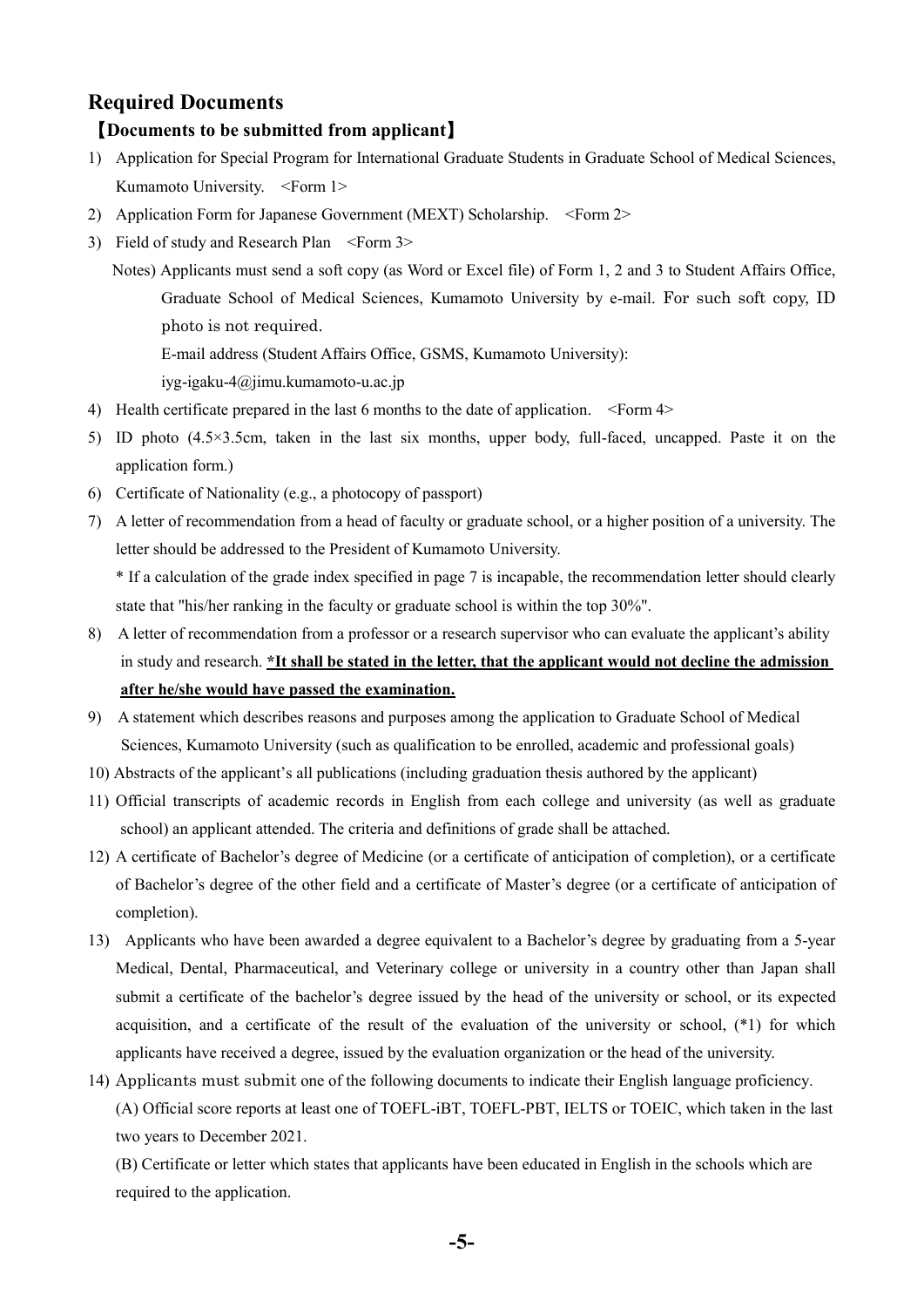## Required Documents

### 【Documents to be submitted from applicant】

1) Application for Special Program for International Graduate Students in Graduate School of Medical Sciences, Kumamoto University. <Form 1>
2) Application Form for Japanese Government (MEXT) Scholarship. <Form 2>
3) Field of study and Research Plan <Form 3>

   Notes) Applicants must send a soft copy (as Word or Excel file) of Form 1, 2 and 3 to Student Affairs Office, Graduate School of Medical Sciences, Kumamoto University by e-mail. For such soft copy, ID photo is not required.

   E-mail address (Student Affairs Office, GSMS, Kumamoto University):

   iyg-igaku-4@jimu.kumamoto-u.ac.jp

4) Health certificate prepared in the last 6 months to the date of application. <Form 4>
5) ID photo (4.5×3.5cm, taken in the last six months, upper body, full-faced, uncapped. Paste it on the application form.)
6) Certificate of Nationality (e.g., a photocopy of passport)
7) A letter of recommendation from a head of faculty or graduate school, or a higher position of a university. The letter should be addressed to the President of Kumamoto University.

   * If a calculation of the grade index specified in page 7 is incapable, the recommendation letter should clearly state that "his/her ranking in the faculty or graduate school is within the top 30%".

8) A letter of recommendation from a professor or a research supervisor who can evaluate the applicant's ability in study and research. **<u>*It shall be stated in the letter, that the applicant would not decline the admission after he/she would have passed the examination.</u>**
9) A statement which describes reasons and purposes among the application to Graduate School of Medical Sciences, Kumamoto University (such as qualification to be enrolled, academic and professional goals)
10) Abstracts of the applicant's all publications (including graduation thesis authored by the applicant)
11) Official transcripts of academic records in English from each college and university (as well as graduate school) an applicant attended. The criteria and definitions of grade shall be attached.
12) A certificate of Bachelor's degree of Medicine (or a certificate of anticipation of completion), or a certificate of Bachelor's degree of the other field and a certificate of Master's degree (or a certificate of anticipation of completion).
13) Applicants who have been awarded a degree equivalent to a Bachelor's degree by graduating from a 5-year Medical, Dental, Pharmaceutical, and Veterinary college or university in a country other than Japan shall submit a certificate of the bachelor's degree issued by the head of the university or school, or its expected acquisition, and a certificate of the result of the evaluation of the university or school, (*1) for which applicants have received a degree, issued by the evaluation organization or the head of the university.
14) Applicants must submit one of the following documents to indicate their English language proficiency.

    (A) Official score reports at least one of TOEFL-iBT, TOEFL-PBT, IELTS or TOEIC, which taken in the last two years to December 2021.

    (B) Certificate or letter which states that applicants have been educated in English in the schools which are required to the application.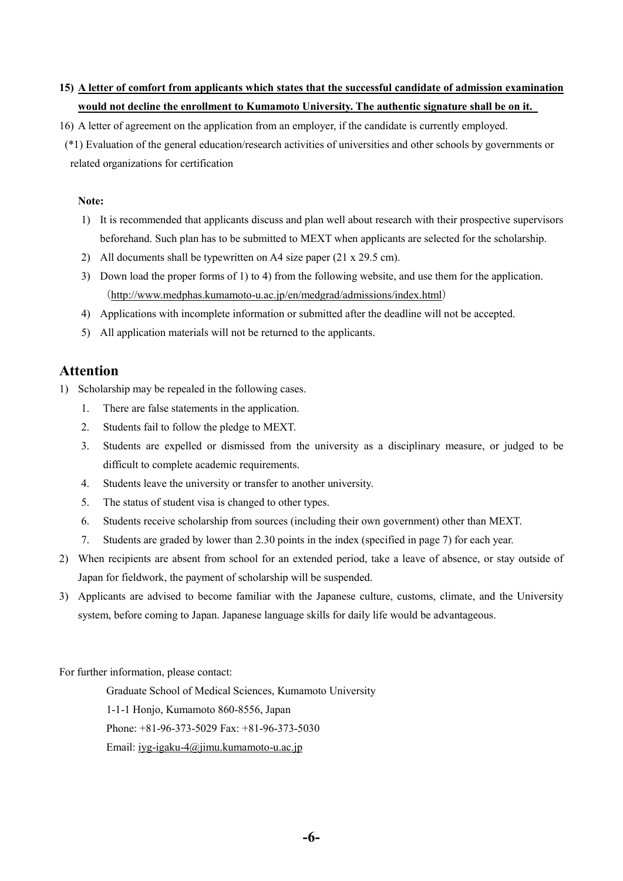15) **A letter of comfort from applicants which states that the successful candidate of admission examination would not decline the enrollment to Kumamoto University. The authentic signature shall be on it.**

16) A letter of agreement on the application from an employer, if the candidate is currently employed.

(*1) Evaluation of the general education/research activities of universities and other schools by governments or related organizations for certification

**Note:**

1) It is recommended that applicants discuss and plan well about research with their prospective supervisors beforehand. Such plan has to be submitted to MEXT when applicants are selected for the scholarship.
2) All documents shall be typewritten on A4 size paper (21 x 29.5 cm).
3) Down load the proper forms of 1) to 4) from the following website, and use them for the application. （http://www.medphas.kumamoto-u.ac.jp/en/medgrad/admissions/index.html）
4) Applications with incomplete information or submitted after the deadline will not be accepted.
5) All application materials will not be returned to the applicants.

## Attention

1) Scholarship may be repealed in the following cases.
   1. There are false statements in the application.
   2. Students fail to follow the pledge to MEXT.
   3. Students are expelled or dismissed from the university as a disciplinary measure, or judged to be difficult to complete academic requirements.
   4. Students leave the university or transfer to another university.
   5. The status of student visa is changed to other types.
   6. Students receive scholarship from sources (including their own government) other than MEXT.
   7. Students are graded by lower than 2.30 points in the index (specified in page 7) for each year.
2) When recipients are absent from school for an extended period, take a leave of absence, or stay outside of Japan for fieldwork, the payment of scholarship will be suspended.
3) Applicants are advised to become familiar with the Japanese culture, customs, climate, and the University system, before coming to Japan. Japanese language skills for daily life would be advantageous.

For further information, please contact:

Graduate School of Medical Sciences, Kumamoto University
1-1-1 Honjo, Kumamoto 860-8556, Japan
Phone: +81-96-373-5029 Fax: +81-96-373-5030
Email: iyg-igaku-4@jimu.kumamoto-u.ac.jp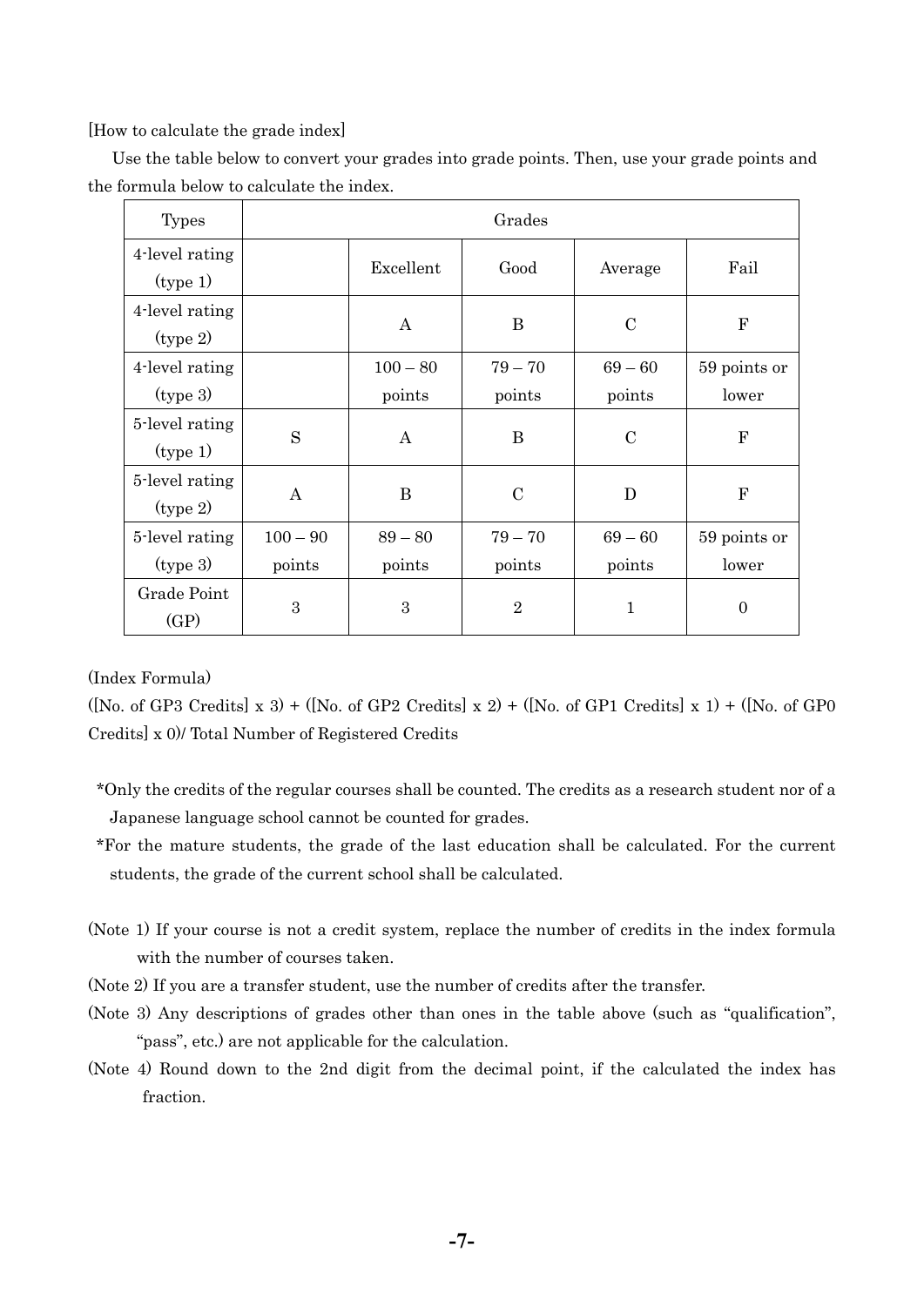[How to calculate the grade index]

Use the table below to convert your grades into grade points. Then, use your grade points and the formula below to calculate the index.

| Types | Grades | | | | |
|---|---|---|---|---|---|
| 4-level rating (type 1) | | Excellent | Good | Average | Fail |
| 4-level rating (type 2) | | A | B | C | F |
| 4-level rating (type 3) | | 100 – 80 points | 79 – 70 points | 69 – 60 points | 59 points or lower |
| 5-level rating (type 1) | S | A | B | C | F |
| 5-level rating (type 2) | A | B | C | D | F |
| 5-level rating (type 3) | 100 – 90 points | 89 – 80 points | 79 – 70 points | 69 – 60 points | 59 points or lower |
| Grade Point (GP) | 3 | 3 | 2 | 1 | 0 |

(Index Formula)

([No. of GP3 Credits] x 3) + ([No. of GP2 Credits] x 2) + ([No. of GP1 Credits] x 1) + ([No. of GP0 Credits] x 0)/ Total Number of Registered Credits

*Only the credits of the regular courses shall be counted. The credits as a research student nor of a Japanese language school cannot be counted for grades.

*For the mature students, the grade of the last education shall be calculated. For the current students, the grade of the current school shall be calculated.

(Note 1) If your course is not a credit system, replace the number of credits in the index formula with the number of courses taken.

(Note 2) If you are a transfer student, use the number of credits after the transfer.

(Note 3) Any descriptions of grades other than ones in the table above (such as "qualification", "pass", etc.) are not applicable for the calculation.

(Note 4) Round down to the 2nd digit from the decimal point, if the calculated the index has fraction.